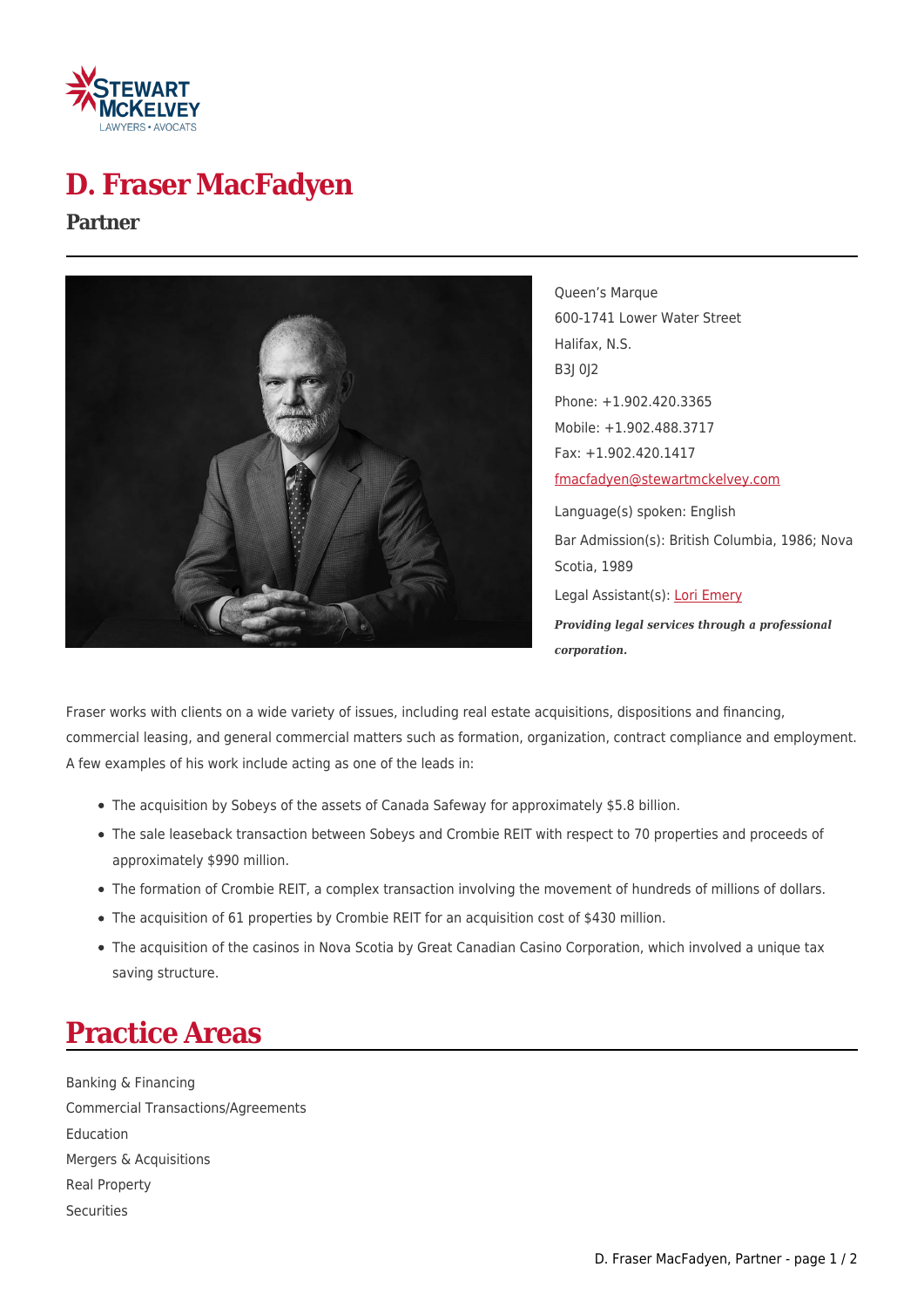# D. Fraser MacFadyen

## Partner

Queen's Marque
600-1741 Lower Water Street
Halifax, N.S.
B3J 0J2

Phone: +1.902.420.3365
Mobile: +1.902.488.3717
Fax: +1.902.420.1417
fmacfadyen@stewartmckelvey.com

Language(s) spoken: English

Bar Admission(s): British Columbia, 1986; Nova Scotia, 1989

Legal Assistant(s): Lori Emery

***Providing legal services through a professional corporation.***

Fraser works with clients on a wide variety of issues, including real estate acquisitions, dispositions and financing, commercial leasing, and general commercial matters such as formation, organization, contract compliance and employment. A few examples of his work include acting as one of the leads in:

- The acquisition by Sobeys of the assets of Canada Safeway for approximately $5.8 billion.
- The sale leaseback transaction between Sobeys and Crombie REIT with respect to 70 properties and proceeds of approximately $990 million.
- The formation of Crombie REIT, a complex transaction involving the movement of hundreds of millions of dollars.
- The acquisition of 61 properties by Crombie REIT for an acquisition cost of $430 million.
- The acquisition of the casinos in Nova Scotia by Great Canadian Casino Corporation, which involved a unique tax saving structure.

# Practice Areas

Banking & Financing
Commercial Transactions/Agreements
Education
Mergers & Acquisitions
Real Property
Securities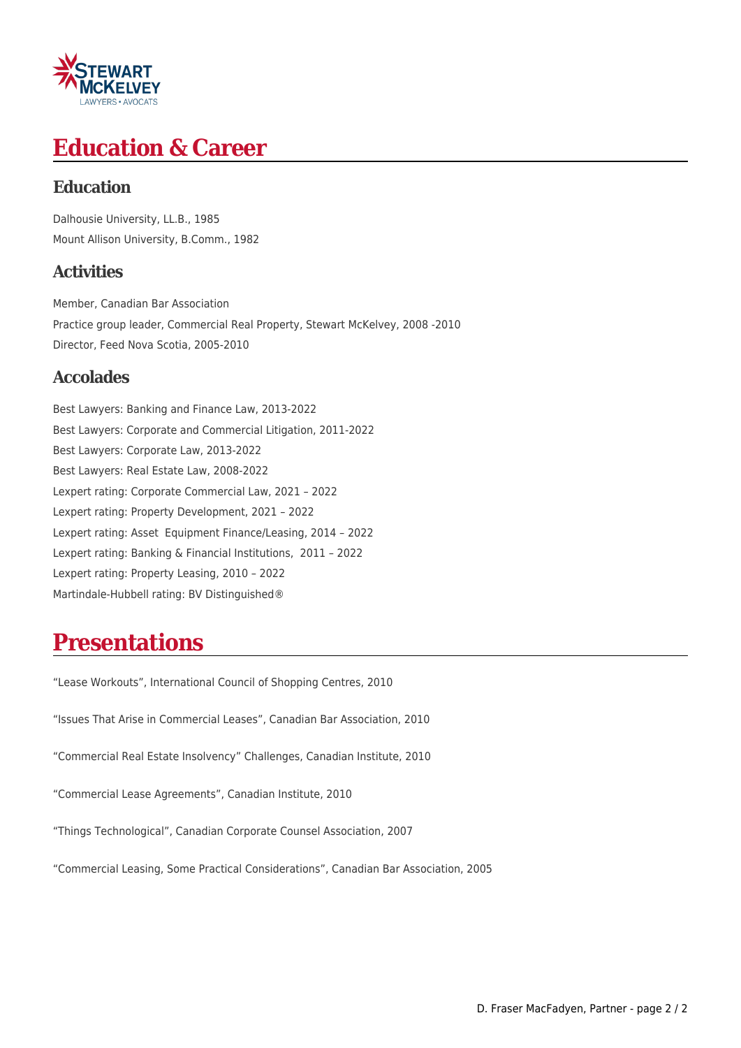# Education & Career

## Education

Dalhousie University, LL.B., 1985
Mount Allison University, B.Comm., 1982

## Activities

Member, Canadian Bar Association
Practice group leader, Commercial Real Property, Stewart McKelvey, 2008 -2010
Director, Feed Nova Scotia, 2005-2010

## Accolades

Best Lawyers: Banking and Finance Law, 2013-2022
Best Lawyers: Corporate and Commercial Litigation, 2011-2022
Best Lawyers: Corporate Law, 2013-2022
Best Lawyers: Real Estate Law, 2008-2022
Lexpert rating: Corporate Commercial Law, 2021 – 2022
Lexpert rating: Property Development, 2021 – 2022
Lexpert rating: Asset  Equipment Finance/Leasing, 2014 – 2022
Lexpert rating: Banking & Financial Institutions,  2011 – 2022
Lexpert rating: Property Leasing, 2010 – 2022
Martindale-Hubbell rating: BV Distinguished®

# Presentations

“Lease Workouts”, International Council of Shopping Centres, 2010

“Issues That Arise in Commercial Leases”, Canadian Bar Association, 2010

“Commercial Real Estate Insolvency” Challenges, Canadian Institute, 2010

“Commercial Lease Agreements”, Canadian Institute, 2010

“Things Technological”, Canadian Corporate Counsel Association, 2007

“Commercial Leasing, Some Practical Considerations”, Canadian Bar Association, 2005